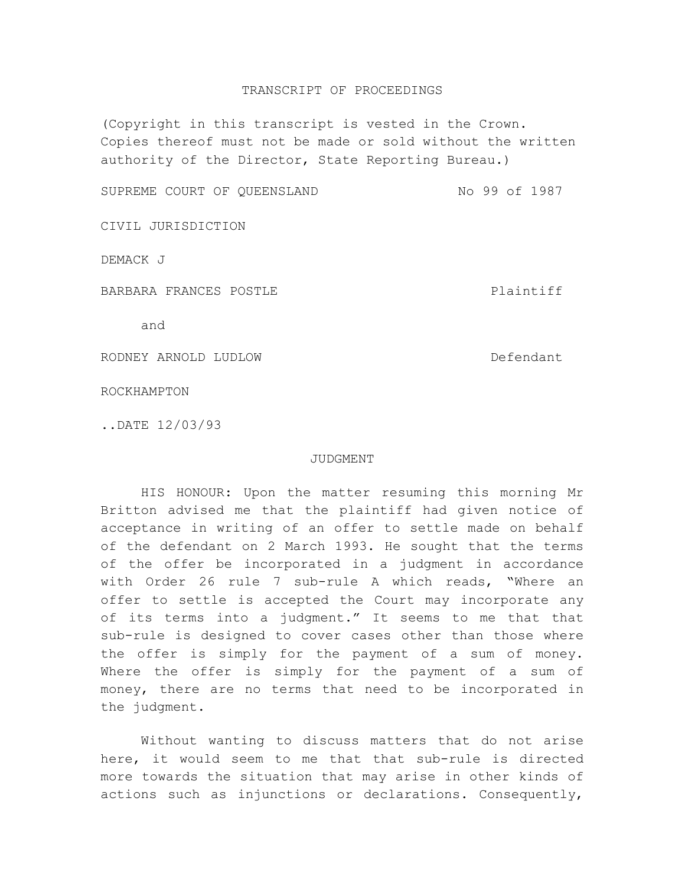TRANSCRIPT OF PROCEEDINGS

(Copyright in this transcript is vested in the Crown. Copies thereof must not be made or sold without the written authority of the Director, State Reporting Bureau.)

SUPREME COURT OF QUEENSLAND No 99 of 1987

CIVIL JURISDICTION

DEMACK J

BARBARA FRANCES POSTLE Plaintiff

and

RODNEY ARNOLD LUDLOW Defendant

ROCKHAMPTON

..DATE 12/03/93

JUDGMENT

HIS HONOUR: Upon the matter resuming this morning Mr Britton advised me that the plaintiff had given notice of acceptance in writing of an offer to settle made on behalf of the defendant on 2 March 1993. He sought that the terms of the offer be incorporated in a judgment in accordance with Order 26 rule 7 sub-rule A which reads, "Where an offer to settle is accepted the Court may incorporate any of its terms into a judgment." It seems to me that that sub-rule is designed to cover cases other than those where the offer is simply for the payment of a sum of money. Where the offer is simply for the payment of a sum of money, there are no terms that need to be incorporated in the judgment.

Without wanting to discuss matters that do not arise here, it would seem to me that that sub-rule is directed more towards the situation that may arise in other kinds of actions such as injunctions or declarations. Consequently,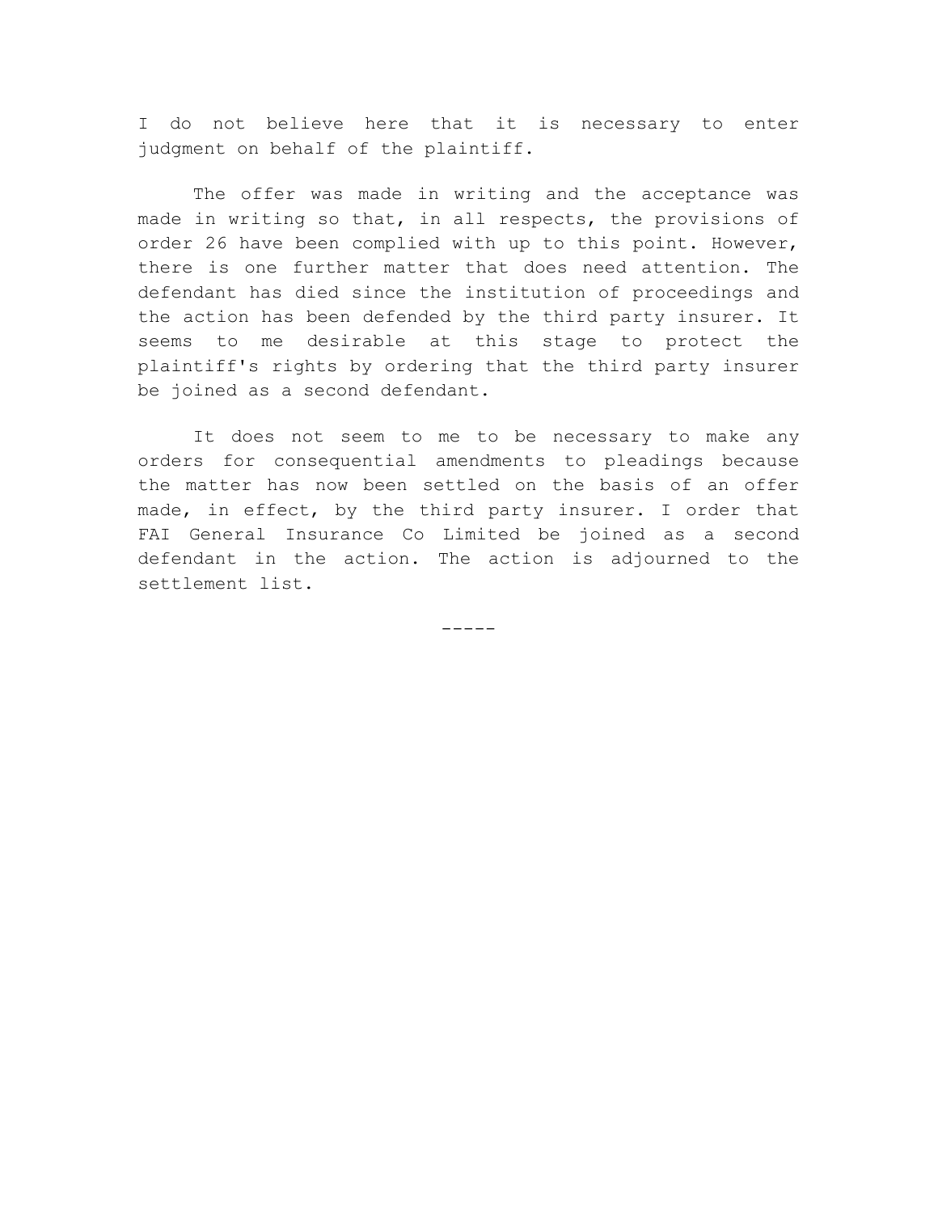I do not believe here that it is necessary to enter judgment on behalf of the plaintiff.

The offer was made in writing and the acceptance was made in writing so that, in all respects, the provisions of order 26 have been complied with up to this point. However, there is one further matter that does need attention. The defendant has died since the institution of proceedings and the action has been defended by the third party insurer. It seems to me desirable at this stage to protect the plaintiff's rights by ordering that the third party insurer be joined as a second defendant.

It does not seem to me to be necessary to make any orders for consequential amendments to pleadings because the matter has now been settled on the basis of an offer made, in effect, by the third party insurer. I order that FAI General Insurance Co Limited be joined as a second defendant in the action. The action is adjourned to the settlement list.

-----